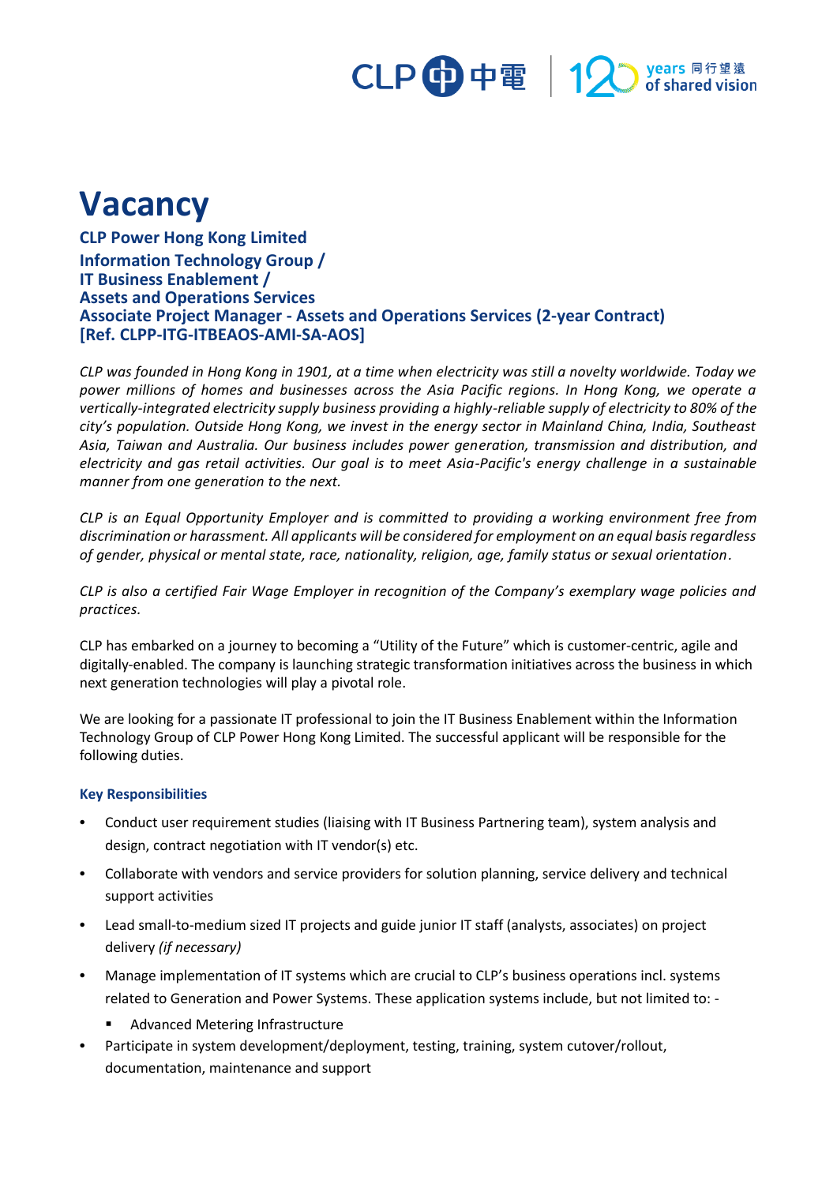# Vacancy

**CLP Power Hong Kong Limited**
**Information Technology Group /**
**IT Business Enablement /**
**Assets and Operations Services**
**Associate Project Manager - Assets and Operations Services (2-year Contract)**
**[Ref. CLPP-ITG-ITBEAOS-AMI-SA-AOS]**

*CLP was founded in Hong Kong in 1901, at a time when electricity was still a novelty worldwide. Today we power millions of homes and businesses across the Asia Pacific regions. In Hong Kong, we operate a vertically-integrated electricity supply business providing a highly-reliable supply of electricity to 80% of the city's population. Outside Hong Kong, we invest in the energy sector in Mainland China, India, Southeast Asia, Taiwan and Australia. Our business includes power generation, transmission and distribution, and electricity and gas retail activities. Our goal is to meet Asia-Pacific's energy challenge in a sustainable manner from one generation to the next.*

*CLP is an Equal Opportunity Employer and is committed to providing a working environment free from discrimination or harassment. All applicants will be considered for employment on an equal basis regardless of gender, physical or mental state, race, nationality, religion, age, family status or sexual orientation.*

*CLP is also a certified Fair Wage Employer in recognition of the Company's exemplary wage policies and practices.*

CLP has embarked on a journey to becoming a "Utility of the Future" which is customer-centric, agile and digitally-enabled. The company is launching strategic transformation initiatives across the business in which next generation technologies will play a pivotal role.

We are looking for a passionate IT professional to join the IT Business Enablement within the Information Technology Group of CLP Power Hong Kong Limited. The successful applicant will be responsible for the following duties.

### Key Responsibilities

- Conduct user requirement studies (liaising with IT Business Partnering team), system analysis and design, contract negotiation with IT vendor(s) etc.
- Collaborate with vendors and service providers for solution planning, service delivery and technical support activities
- Lead small-to-medium sized IT projects and guide junior IT staff (analysts, associates) on project delivery *(if necessary)*
- Manage implementation of IT systems which are crucial to CLP's business operations incl. systems related to Generation and Power Systems. These application systems include, but not limited to: -
  - Advanced Metering Infrastructure
- Participate in system development/deployment, testing, training, system cutover/rollout, documentation, maintenance and support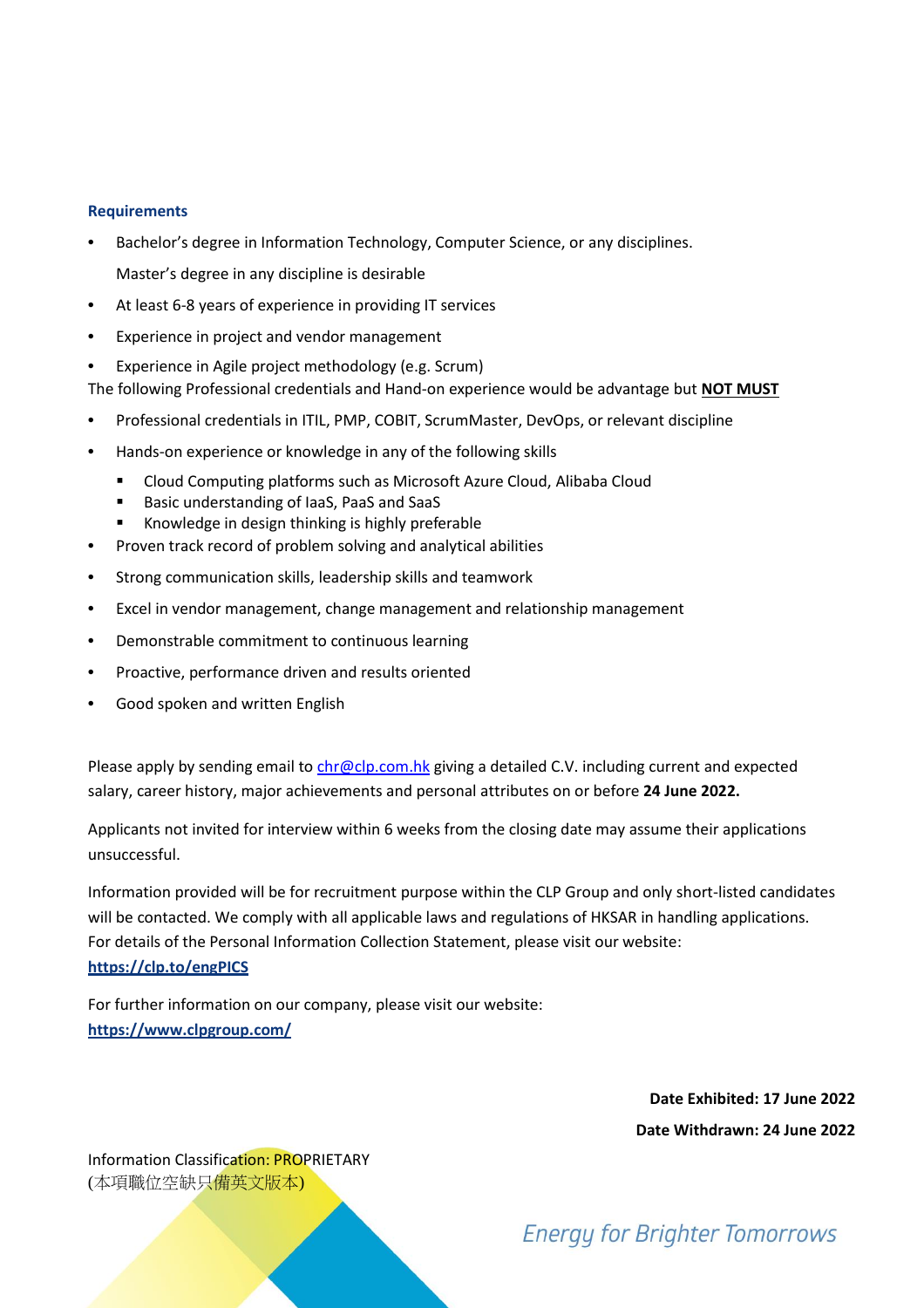### Requirements

- Bachelor's degree in Information Technology, Computer Science, or any disciplines.

  Master's degree in any discipline is desirable
- At least 6-8 years of experience in providing IT services
- Experience in project and vendor management
- Experience in Agile project methodology (e.g. Scrum)

The following Professional credentials and Hand-on experience would be advantage but **NOT MUST**

- Professional credentials in ITIL, PMP, COBIT, ScrumMaster, DevOps, or relevant discipline
- Hands-on experience or knowledge in any of the following skills
  - Cloud Computing platforms such as Microsoft Azure Cloud, Alibaba Cloud
  - Basic understanding of IaaS, PaaS and SaaS
  - Knowledge in design thinking is highly preferable
- Proven track record of problem solving and analytical abilities
- Strong communication skills, leadership skills and teamwork
- Excel in vendor management, change management and relationship management
- Demonstrable commitment to continuous learning
- Proactive, performance driven and results oriented
- Good spoken and written English

Please apply by sending email to chr@clp.com.hk giving a detailed C.V. including current and expected salary, career history, major achievements and personal attributes on or before **24 June 2022.**

Applicants not invited for interview within 6 weeks from the closing date may assume their applications unsuccessful.

Information provided will be for recruitment purpose within the CLP Group and only short-listed candidates will be contacted. We comply with all applicable laws and regulations of HKSAR in handling applications. For details of the Personal Information Collection Statement, please visit our website: **https://clp.to/engPICS**

For further information on our company, please visit our website: **https://www.clpgroup.com/**

**Date Exhibited: 17 June 2022**

**Date Withdrawn: 24 June 2022**

Information Classification: PROPRIETARY
(本項職位空缺只備英文版本)

*Energy for Brighter Tomorrows*